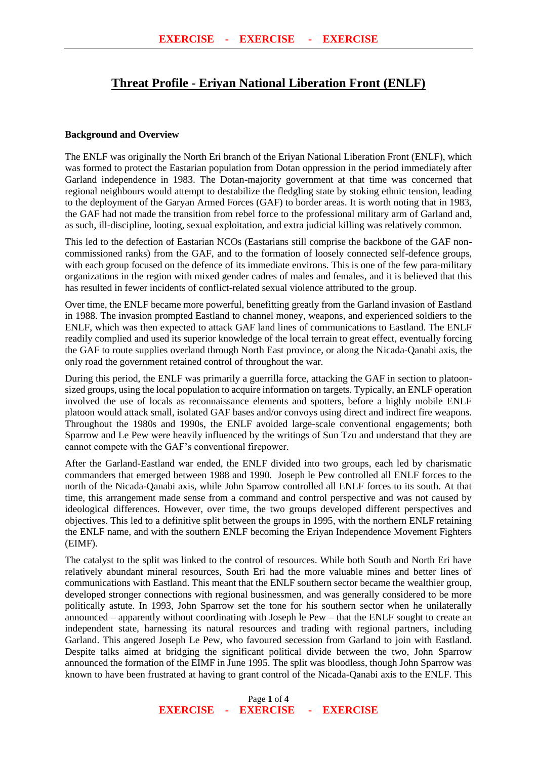# Threat Profile - Eriyan National Liberation Front (ENLF)

**Background and Overview**

The ENLF was originally the North Eri branch of the Eriyan National Liberation Front (ENLF), which was formed to protect the Eastarian population from Dotan oppression in the period immediately after Garland independence in 1983. The Dotan-majority government at that time was concerned that regional neighbours would attempt to destabilize the fledgling state by stoking ethnic tension, leading to the deployment of the Garyan Armed Forces (GAF) to border areas. It is worth noting that in 1983, the GAF had not made the transition from rebel force to the professional military arm of Garland and, as such, ill-discipline, looting, sexual exploitation, and extra judicial killing was relatively common.

This led to the defection of Eastarian NCOs (Eastarians still comprise the backbone of the GAF non-commissioned ranks) from the GAF, and to the formation of loosely connected self-defence groups, with each group focused on the defence of its immediate environs. This is one of the few para-military organizations in the region with mixed gender cadres of males and females, and it is believed that this has resulted in fewer incidents of conflict-related sexual violence attributed to the group.

Over time, the ENLF became more powerful, benefitting greatly from the Garland invasion of Eastland in 1988. The invasion prompted Eastland to channel money, weapons, and experienced soldiers to the ENLF, which was then expected to attack GAF land lines of communications to Eastland. The ENLF readily complied and used its superior knowledge of the local terrain to great effect, eventually forcing the GAF to route supplies overland through North East province, or along the Nicada-Qanabi axis, the only road the government retained control of throughout the war.

During this period, the ENLF was primarily a guerrilla force, attacking the GAF in section to platoon-sized groups, using the local population to acquire information on targets. Typically, an ENLF operation involved the use of locals as reconnaissance elements and spotters, before a highly mobile ENLF platoon would attack small, isolated GAF bases and/or convoys using direct and indirect fire weapons. Throughout the 1980s and 1990s, the ENLF avoided large-scale conventional engagements; both Sparrow and Le Pew were heavily influenced by the writings of Sun Tzu and understand that they are cannot compete with the GAF's conventional firepower.

After the Garland-Eastland war ended, the ENLF divided into two groups, each led by charismatic commanders that emerged between 1988 and 1990. Joseph le Pew controlled all ENLF forces to the north of the Nicada-Qanabi axis, while John Sparrow controlled all ENLF forces to its south. At that time, this arrangement made sense from a command and control perspective and was not caused by ideological differences. However, over time, the two groups developed different perspectives and objectives. This led to a definitive split between the groups in 1995, with the northern ENLF retaining the ENLF name, and with the southern ENLF becoming the Eriyan Independence Movement Fighters (EIMF).

The catalyst to the split was linked to the control of resources. While both South and North Eri have relatively abundant mineral resources, South Eri had the more valuable mines and better lines of communications with Eastland. This meant that the ENLF southern sector became the wealthier group, developed stronger connections with regional businessmen, and was generally considered to be more politically astute. In 1993, John Sparrow set the tone for his southern sector when he unilaterally announced – apparently without coordinating with Joseph le Pew – that the ENLF sought to create an independent state, harnessing its natural resources and trading with regional partners, including Garland. This angered Joseph Le Pew, who favoured secession from Garland to join with Eastland. Despite talks aimed at bridging the significant political divide between the two, John Sparrow announced the formation of the EIMF in June 1995. The split was bloodless, though John Sparrow was known to have been frustrated at having to grant control of the Nicada-Qanabi axis to the ENLF. This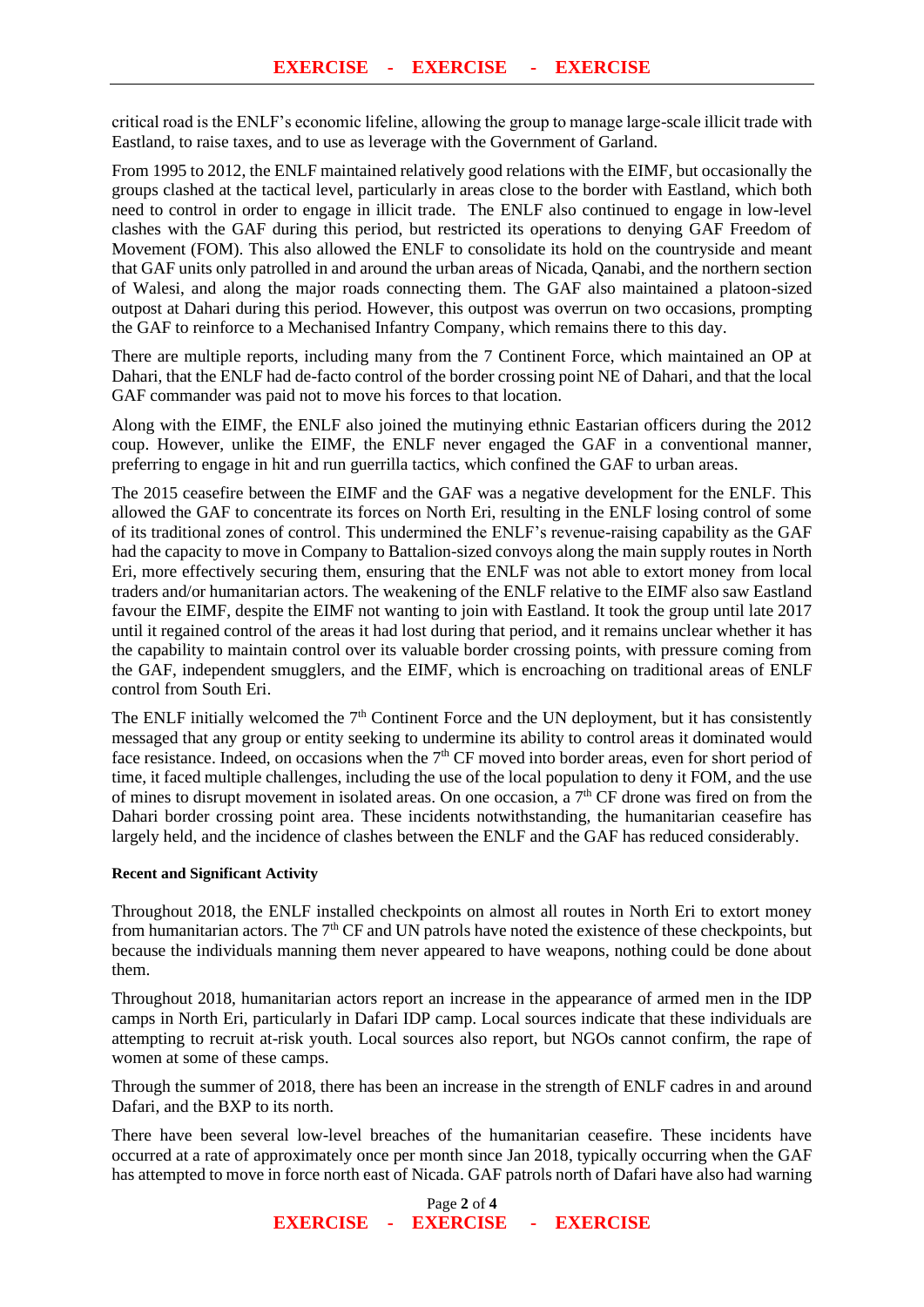critical road is the ENLF's economic lifeline, allowing the group to manage large-scale illicit trade with Eastland, to raise taxes, and to use as leverage with the Government of Garland.

From 1995 to 2012, the ENLF maintained relatively good relations with the EIMF, but occasionally the groups clashed at the tactical level, particularly in areas close to the border with Eastland, which both need to control in order to engage in illicit trade. The ENLF also continued to engage in low-level clashes with the GAF during this period, but restricted its operations to denying GAF Freedom of Movement (FOM). This also allowed the ENLF to consolidate its hold on the countryside and meant that GAF units only patrolled in and around the urban areas of Nicada, Qanabi, and the northern section of Walesi, and along the major roads connecting them. The GAF also maintained a platoon-sized outpost at Dahari during this period. However, this outpost was overrun on two occasions, prompting the GAF to reinforce to a Mechanised Infantry Company, which remains there to this day.

There are multiple reports, including many from the 7 Continent Force, which maintained an OP at Dahari, that the ENLF had de-facto control of the border crossing point NE of Dahari, and that the local GAF commander was paid not to move his forces to that location.

Along with the EIMF, the ENLF also joined the mutinying ethnic Eastarian officers during the 2012 coup. However, unlike the EIMF, the ENLF never engaged the GAF in a conventional manner, preferring to engage in hit and run guerrilla tactics, which confined the GAF to urban areas.

The 2015 ceasefire between the EIMF and the GAF was a negative development for the ENLF. This allowed the GAF to concentrate its forces on North Eri, resulting in the ENLF losing control of some of its traditional zones of control. This undermined the ENLF's revenue-raising capability as the GAF had the capacity to move in Company to Battalion-sized convoys along the main supply routes in North Eri, more effectively securing them, ensuring that the ENLF was not able to extort money from local traders and/or humanitarian actors. The weakening of the ENLF relative to the EIMF also saw Eastland favour the EIMF, despite the EIMF not wanting to join with Eastland. It took the group until late 2017 until it regained control of the areas it had lost during that period, and it remains unclear whether it has the capability to maintain control over its valuable border crossing points, with pressure coming from the GAF, independent smugglers, and the EIMF, which is encroaching on traditional areas of ENLF control from South Eri.

The ENLF initially welcomed the 7th Continent Force and the UN deployment, but it has consistently messaged that any group or entity seeking to undermine its ability to control areas it dominated would face resistance. Indeed, on occasions when the 7th CF moved into border areas, even for short period of time, it faced multiple challenges, including the use of the local population to deny it FOM, and the use of mines to disrupt movement in isolated areas. On one occasion, a 7th CF drone was fired on from the Dahari border crossing point area. These incidents notwithstanding, the humanitarian ceasefire has largely held, and the incidence of clashes between the ENLF and the GAF has reduced considerably.

**Recent and Significant Activity**

Throughout 2018, the ENLF installed checkpoints on almost all routes in North Eri to extort money from humanitarian actors. The 7th CF and UN patrols have noted the existence of these checkpoints, but because the individuals manning them never appeared to have weapons, nothing could be done about them.

Throughout 2018, humanitarian actors report an increase in the appearance of armed men in the IDP camps in North Eri, particularly in Dafari IDP camp. Local sources indicate that these individuals are attempting to recruit at-risk youth. Local sources also report, but NGOs cannot confirm, the rape of women at some of these camps.

Through the summer of 2018, there has been an increase in the strength of ENLF cadres in and around Dafari, and the BXP to its north.

There have been several low-level breaches of the humanitarian ceasefire. These incidents have occurred at a rate of approximately once per month since Jan 2018, typically occurring when the GAF has attempted to move in force north east of Nicada. GAF patrols north of Dafari have also had warning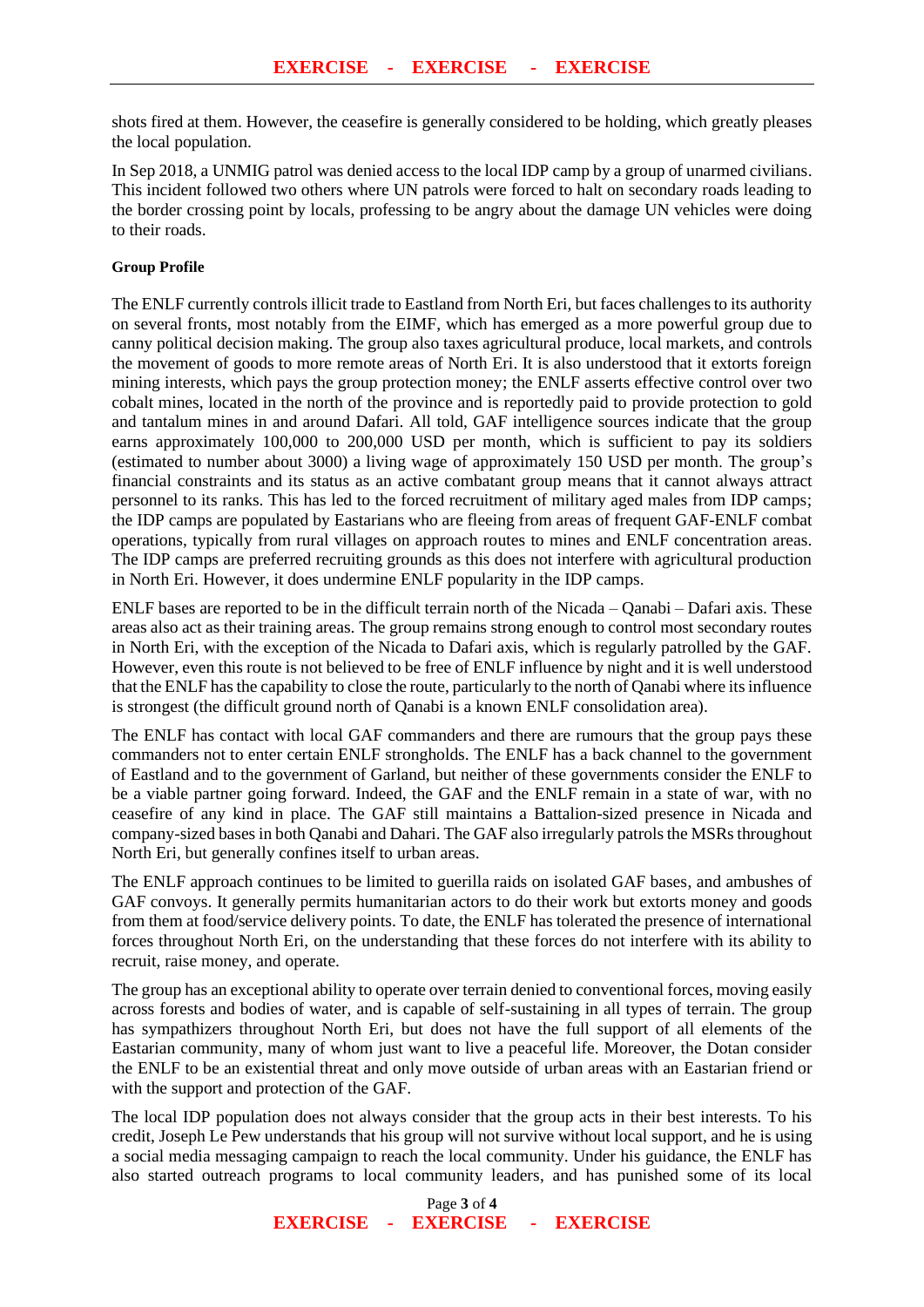shots fired at them. However, the ceasefire is generally considered to be holding, which greatly pleases the local population.

In Sep 2018, a UNMIG patrol was denied access to the local IDP camp by a group of unarmed civilians. This incident followed two others where UN patrols were forced to halt on secondary roads leading to the border crossing point by locals, professing to be angry about the damage UN vehicles were doing to their roads.

**Group Profile**

The ENLF currently controls illicit trade to Eastland from North Eri, but faces challenges to its authority on several fronts, most notably from the EIMF, which has emerged as a more powerful group due to canny political decision making. The group also taxes agricultural produce, local markets, and controls the movement of goods to more remote areas of North Eri. It is also understood that it extorts foreign mining interests, which pays the group protection money; the ENLF asserts effective control over two cobalt mines, located in the north of the province and is reportedly paid to provide protection to gold and tantalum mines in and around Dafari. All told, GAF intelligence sources indicate that the group earns approximately 100,000 to 200,000 USD per month, which is sufficient to pay its soldiers (estimated to number about 3000) a living wage of approximately 150 USD per month. The group's financial constraints and its status as an active combatant group means that it cannot always attract personnel to its ranks. This has led to the forced recruitment of military aged males from IDP camps; the IDP camps are populated by Eastarians who are fleeing from areas of frequent GAF-ENLF combat operations, typically from rural villages on approach routes to mines and ENLF concentration areas. The IDP camps are preferred recruiting grounds as this does not interfere with agricultural production in North Eri. However, it does undermine ENLF popularity in the IDP camps.

ENLF bases are reported to be in the difficult terrain north of the Nicada – Qanabi – Dafari axis. These areas also act as their training areas. The group remains strong enough to control most secondary routes in North Eri, with the exception of the Nicada to Dafari axis, which is regularly patrolled by the GAF. However, even this route is not believed to be free of ENLF influence by night and it is well understood that the ENLF has the capability to close the route, particularly to the north of Qanabi where its influence is strongest (the difficult ground north of Qanabi is a known ENLF consolidation area).

The ENLF has contact with local GAF commanders and there are rumours that the group pays these commanders not to enter certain ENLF strongholds. The ENLF has a back channel to the government of Eastland and to the government of Garland, but neither of these governments consider the ENLF to be a viable partner going forward. Indeed, the GAF and the ENLF remain in a state of war, with no ceasefire of any kind in place. The GAF still maintains a Battalion-sized presence in Nicada and company-sized bases in both Qanabi and Dahari. The GAF also irregularly patrols the MSRs throughout North Eri, but generally confines itself to urban areas.

The ENLF approach continues to be limited to guerilla raids on isolated GAF bases, and ambushes of GAF convoys. It generally permits humanitarian actors to do their work but extorts money and goods from them at food/service delivery points. To date, the ENLF has tolerated the presence of international forces throughout North Eri, on the understanding that these forces do not interfere with its ability to recruit, raise money, and operate.

The group has an exceptional ability to operate over terrain denied to conventional forces, moving easily across forests and bodies of water, and is capable of self-sustaining in all types of terrain. The group has sympathizers throughout North Eri, but does not have the full support of all elements of the Eastarian community, many of whom just want to live a peaceful life. Moreover, the Dotan consider the ENLF to be an existential threat and only move outside of urban areas with an Eastarian friend or with the support and protection of the GAF.

The local IDP population does not always consider that the group acts in their best interests. To his credit, Joseph Le Pew understands that his group will not survive without local support, and he is using a social media messaging campaign to reach the local community. Under his guidance, the ENLF has also started outreach programs to local community leaders, and has punished some of its local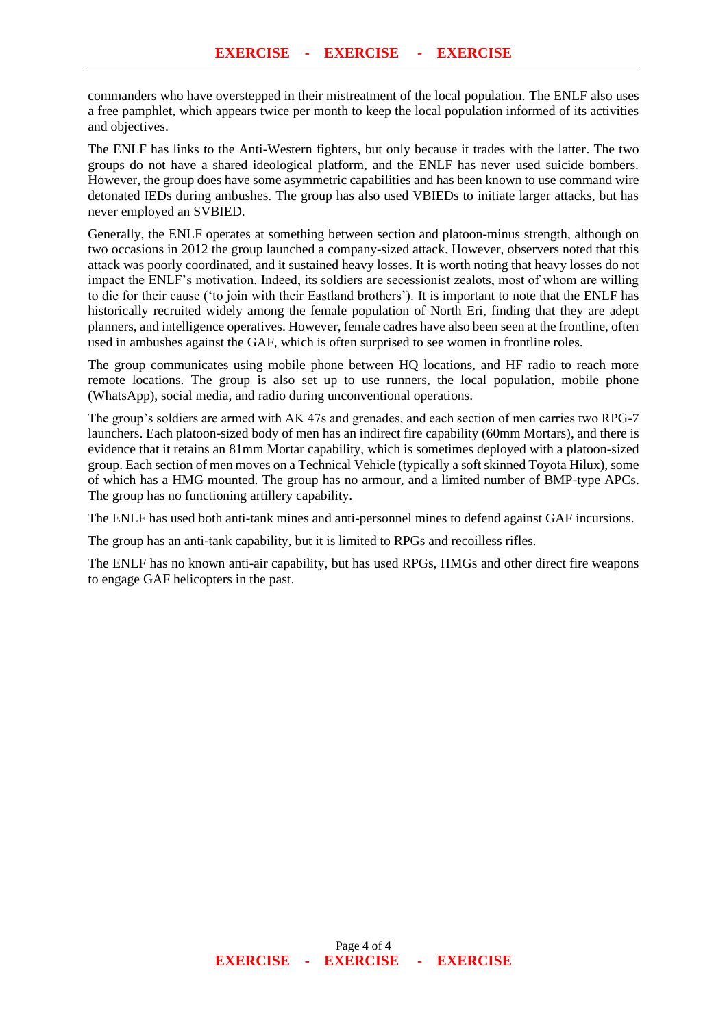commanders who have overstepped in their mistreatment of the local population. The ENLF also uses a free pamphlet, which appears twice per month to keep the local population informed of its activities and objectives.

The ENLF has links to the Anti-Western fighters, but only because it trades with the latter. The two groups do not have a shared ideological platform, and the ENLF has never used suicide bombers. However, the group does have some asymmetric capabilities and has been known to use command wire detonated IEDs during ambushes. The group has also used VBIEDs to initiate larger attacks, but has never employed an SVBIED.

Generally, the ENLF operates at something between section and platoon-minus strength, although on two occasions in 2012 the group launched a company-sized attack. However, observers noted that this attack was poorly coordinated, and it sustained heavy losses. It is worth noting that heavy losses do not impact the ENLF's motivation. Indeed, its soldiers are secessionist zealots, most of whom are willing to die for their cause ('to join with their Eastland brothers'). It is important to note that the ENLF has historically recruited widely among the female population of North Eri, finding that they are adept planners, and intelligence operatives. However, female cadres have also been seen at the frontline, often used in ambushes against the GAF, which is often surprised to see women in frontline roles.

The group communicates using mobile phone between HQ locations, and HF radio to reach more remote locations. The group is also set up to use runners, the local population, mobile phone (WhatsApp), social media, and radio during unconventional operations.

The group's soldiers are armed with AK 47s and grenades, and each section of men carries two RPG-7 launchers. Each platoon-sized body of men has an indirect fire capability (60mm Mortars), and there is evidence that it retains an 81mm Mortar capability, which is sometimes deployed with a platoon-sized group. Each section of men moves on a Technical Vehicle (typically a soft skinned Toyota Hilux), some of which has a HMG mounted. The group has no armour, and a limited number of BMP-type APCs. The group has no functioning artillery capability.

The ENLF has used both anti-tank mines and anti-personnel mines to defend against GAF incursions.

The group has an anti-tank capability, but it is limited to RPGs and recoilless rifles.

The ENLF has no known anti-air capability, but has used RPGs, HMGs and other direct fire weapons to engage GAF helicopters in the past.